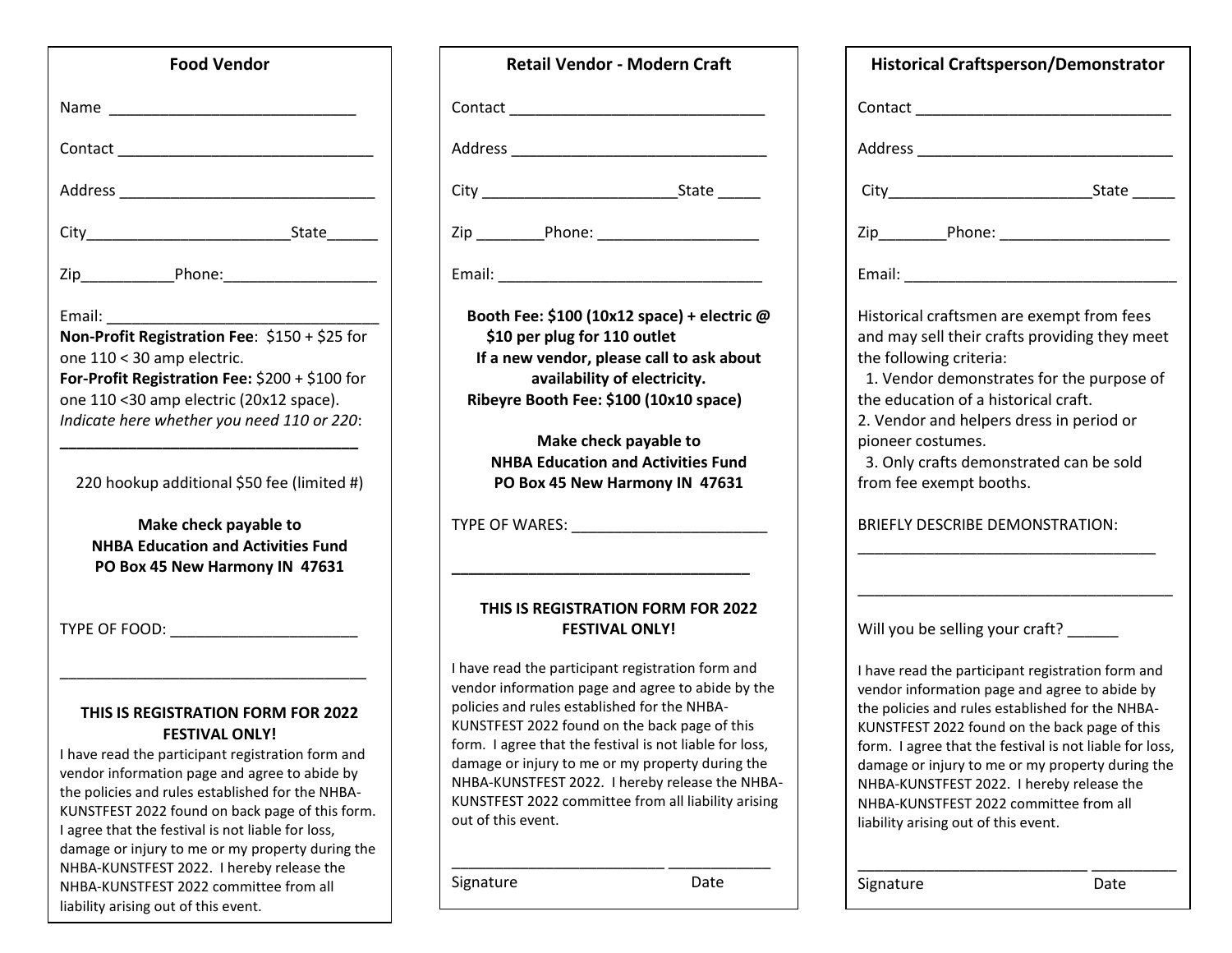## Food Vendor

Name ______________________________

Contact ______________________________

Address ______________________________

City________________________State______

Zip___________Phone:_________________

Email: ________________________________

**Non-Profit Registration Fee**: $150 + $25 for one 110 < 30 amp electric.

**For-Profit Registration Fee:** $200 + $100 for one 110 <30 amp electric (20x12 space).

*Indicate here whether you need 110 or 220*:

**___________________________________**

220 hookup additional $50 fee (limited #)

**Make check payable to**
**NHBA Education and Activities Fund**
**PO Box 45 New Harmony IN 47631**

TYPE OF FOOD: ______________________

_____________________________________

**THIS IS REGISTRATION FORM FOR 2022 FESTIVAL ONLY!**

I have read the participant registration form and vendor information page and agree to abide by the policies and rules established for the NHBA-KUNSTFEST 2022 found on back page of this form. I agree that the festival is not liable for loss, damage or injury to me or my property during the NHBA-KUNSTFEST 2022. I hereby release the NHBA-KUNSTFEST 2022 committee from all liability arising out of this event.

## Retail Vendor - Modern Craft

Contact ______________________________

Address ______________________________

City _______________________State _____

Zip ________Phone: ___________________

Email: ________________________________

**Booth Fee: $100 (10x12 space) + electric @ $10 per plug for 110 outlet**
**If a new vendor, please call to ask about availability of electricity.**
**Ribeyre Booth Fee: $100 (10x10 space)**

**Make check payable to**
**NHBA Education and Activities Fund**
**PO Box 45 New Harmony IN 47631**

TYPE OF WARES: _______________________

**___________________________________**

**THIS IS REGISTRATION FORM FOR 2022 FESTIVAL ONLY!**

I have read the participant registration form and vendor information page and agree to abide by the policies and rules established for the NHBA-KUNSTFEST 2022 found on the back page of this form. I agree that the festival is not liable for loss, damage or injury to me or my property during the NHBA-KUNSTFEST 2022. I hereby release the NHBA-KUNSTFEST 2022 committee from all liability arising out of this event.

_________________________ ____________
Signature Date

## Historical Craftsperson/Demonstrator

Contact ______________________________

Address ______________________________

City________________________State _____

Zip________Phone: ___________________

Email: ________________________________

Historical craftsmen are exempt from fees and may sell their crafts providing they meet the following criteria:

1. Vendor demonstrates for the purpose of the education of a historical craft.
2. Vendor and helpers dress in period or pioneer costumes.
3. Only crafts demonstrated can be sold from fee exempt booths.

BRIEFLY DESCRIBE DEMONSTRATION:

___________________________________

_____________________________________

Will you be selling your craft? ______

I have read the participant registration form and vendor information page and agree to abide by the policies and rules established for the NHBA-KUNSTFEST 2022 found on the back page of this form. I agree that the festival is not liable for loss, damage or injury to me or my property during the NHBA-KUNSTFEST 2022. I hereby release the NHBA-KUNSTFEST 2022 committee from all liability arising out of this event.

___________________________ __________
Signature Date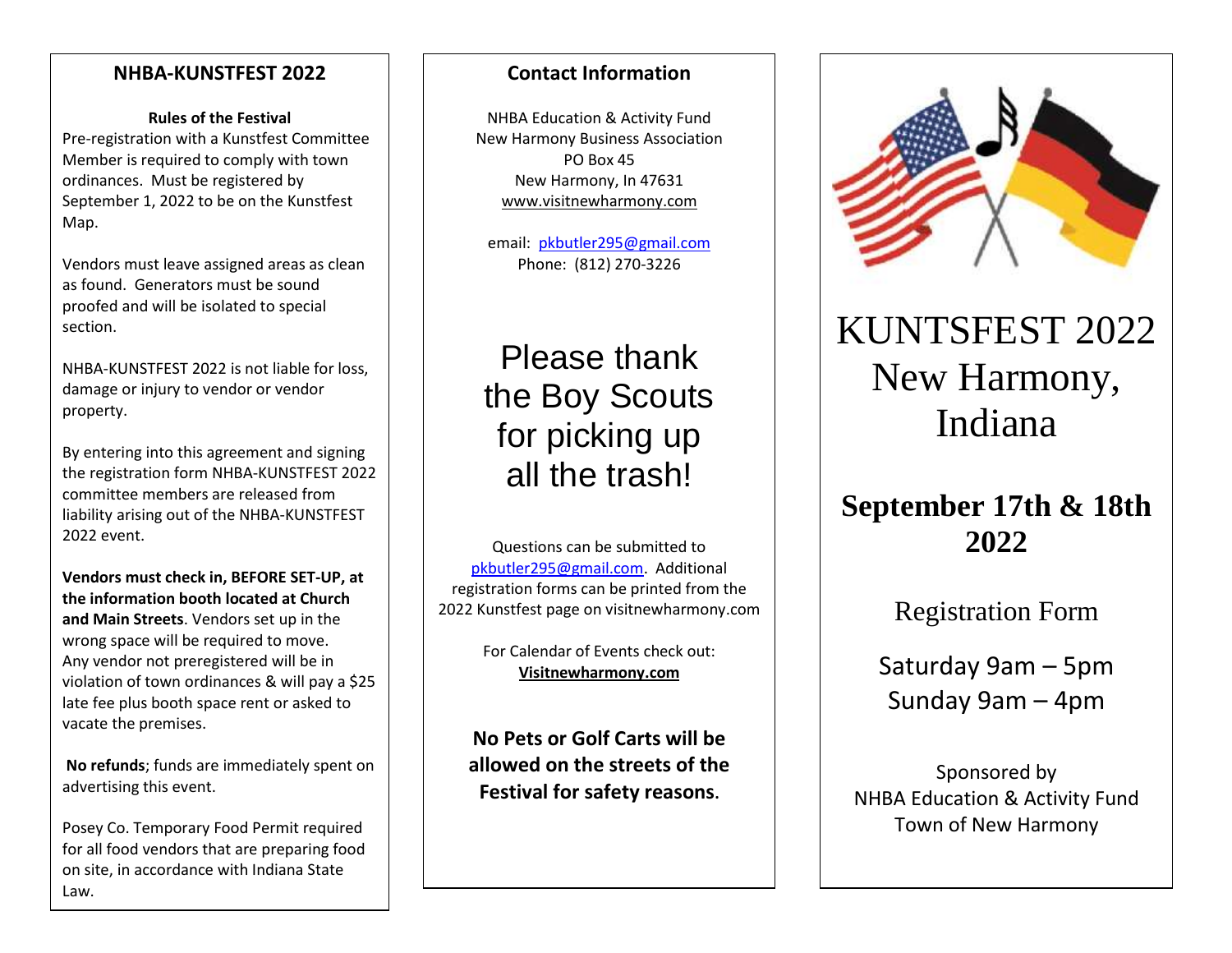## NHBA-KUNSTFEST 2022

### Rules of the Festival

Pre-registration with a Kunstfest Committee Member is required to comply with town ordinances. Must be registered by September 1, 2022 to be on the Kunstfest Map.

Vendors must leave assigned areas as clean as found. Generators must be sound proofed and will be isolated to special section.

NHBA-KUNSTFEST 2022 is not liable for loss, damage or injury to vendor or vendor property.

By entering into this agreement and signing the registration form NHBA-KUNSTFEST 2022 committee members are released from liability arising out of the NHBA-KUNSTFEST 2022 event.

**Vendors must check in, BEFORE SET-UP, at the information booth located at Church and Main Streets**. Vendors set up in the wrong space will be required to move. Any vendor not preregistered will be in violation of town ordinances & will pay a $25 late fee plus booth space rent or asked to vacate the premises.

**No refunds**; funds are immediately spent on advertising this event.

Posey Co. Temporary Food Permit required for all food vendors that are preparing food on site, in accordance with Indiana State Law.

## Contact Information

NHBA Education & Activity Fund
New Harmony Business Association
PO Box 45
New Harmony, In 47631
www.visitnewharmony.com

email: pkbutler295@gmail.com
Phone: (812) 270-3226

# Please thank the Boy Scouts for picking up all the trash!

Questions can be submitted to pkbutler295@gmail.com. Additional registration forms can be printed from the 2022 Kunstfest page on visitnewharmony.com

For Calendar of Events check out:
**Visitnewharmony.com**

**No Pets or Golf Carts will be allowed on the streets of the Festival for safety reasons.**

# KUNTSFEST 2022
# New Harmony, Indiana

## September 17th & 18th 2022

Registration Form

Saturday 9am – 5pm
Sunday 9am – 4pm

Sponsored by
NHBA Education & Activity Fund
Town of New Harmony